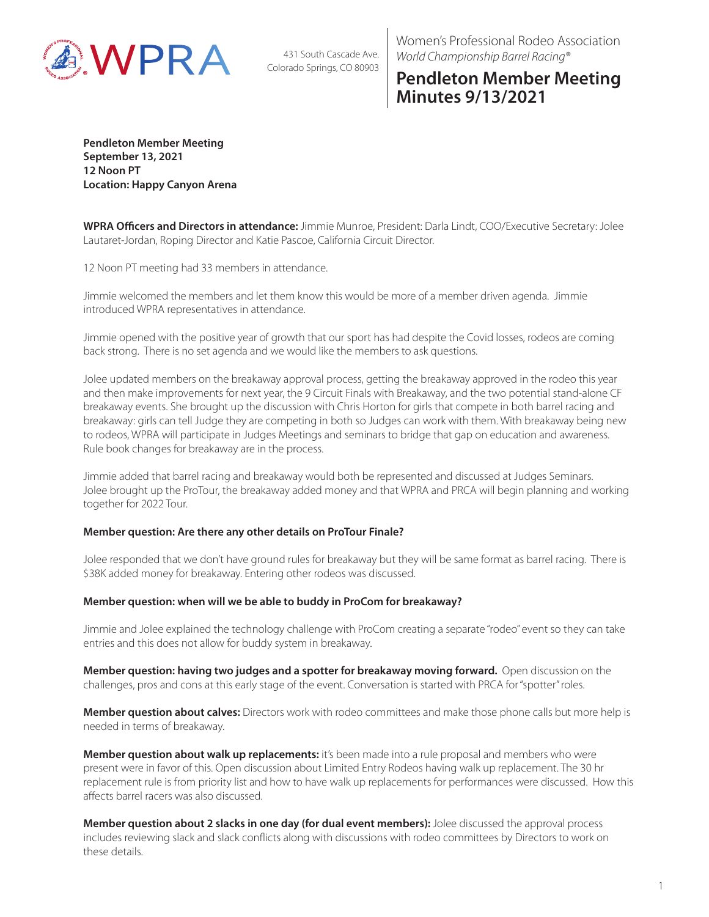WPRA

431 South Cascade Ave.
Colorado Springs, CO 80903

Women's Professional Rodeo Association
*World Championship Barrel Racing®*

# Pendleton Member Meeting Minutes 9/13/2021

**Pendleton Member Meeting**
**September 13, 2021**
**12 Noon PT**
**Location: Happy Canyon Arena**

**WPRA Officers and Directors in attendance:** Jimmie Munroe, President: Darla Lindt, COO/Executive Secretary: Jolee Lautaret-Jordan, Roping Director and Katie Pascoe, California Circuit Director.

12 Noon PT meeting had 33 members in attendance.

Jimmie welcomed the members and let them know this would be more of a member driven agenda. Jimmie introduced WPRA representatives in attendance.

Jimmie opened with the positive year of growth that our sport has had despite the Covid losses, rodeos are coming back strong. There is no set agenda and we would like the members to ask questions.

Jolee updated members on the breakaway approval process, getting the breakaway approved in the rodeo this year and then make improvements for next year, the 9 Circuit Finals with Breakaway, and the two potential stand-alone CF breakaway events. She brought up the discussion with Chris Horton for girls that compete in both barrel racing and breakaway: girls can tell Judge they are competing in both so Judges can work with them. With breakaway being new to rodeos, WPRA will participate in Judges Meetings and seminars to bridge that gap on education and awareness. Rule book changes for breakaway are in the process.

Jimmie added that barrel racing and breakaway would both be represented and discussed at Judges Seminars. Jolee brought up the ProTour, the breakaway added money and that WPRA and PRCA will begin planning and working together for 2022 Tour.

**Member question: Are there any other details on ProTour Finale?**

Jolee responded that we don't have ground rules for breakaway but they will be same format as barrel racing. There is $38K added money for breakaway. Entering other rodeos was discussed.

**Member question: when will we be able to buddy in ProCom for breakaway?**

Jimmie and Jolee explained the technology challenge with ProCom creating a separate "rodeo" event so they can take entries and this does not allow for buddy system in breakaway.

**Member question: having two judges and a spotter for breakaway moving forward.** Open discussion on the challenges, pros and cons at this early stage of the event. Conversation is started with PRCA for "spotter" roles.

**Member question about calves:** Directors work with rodeo committees and make those phone calls but more help is needed in terms of breakaway.

**Member question about walk up replacements:** it's been made into a rule proposal and members who were present were in favor of this. Open discussion about Limited Entry Rodeos having walk up replacement. The 30 hr replacement rule is from priority list and how to have walk up replacements for performances were discussed. How this affects barrel racers was also discussed.

**Member question about 2 slacks in one day (for dual event members):** Jolee discussed the approval process includes reviewing slack and slack conflicts along with discussions with rodeo committees by Directors to work on these details.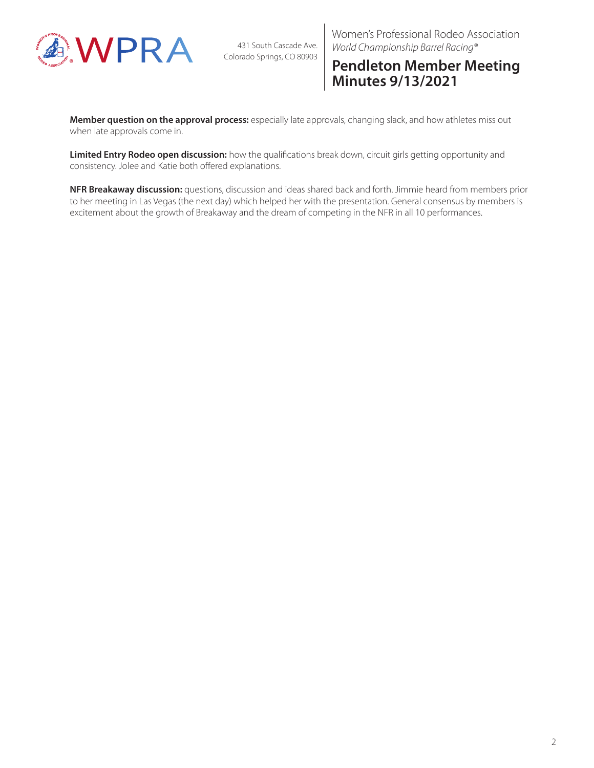**Member question on the approval process:** especially late approvals, changing slack, and how athletes miss out when late approvals come in.

**Limited Entry Rodeo open discussion:** how the qualifications break down, circuit girls getting opportunity and consistency. Jolee and Katie both offered explanations.

**NFR Breakaway discussion:** questions, discussion and ideas shared back and forth. Jimmie heard from members prior to her meeting in Las Vegas (the next day) which helped her with the presentation. General consensus by members is excitement about the growth of Breakaway and the dream of competing in the NFR in all 10 performances.